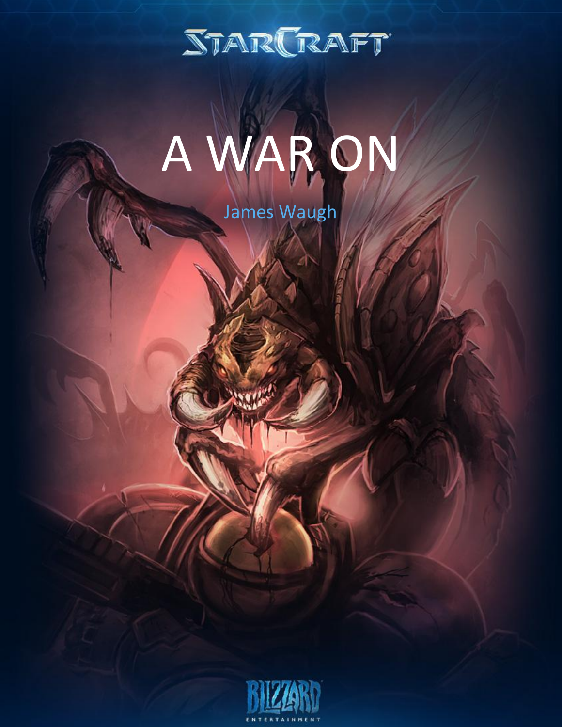# A WAR ON

James Waugh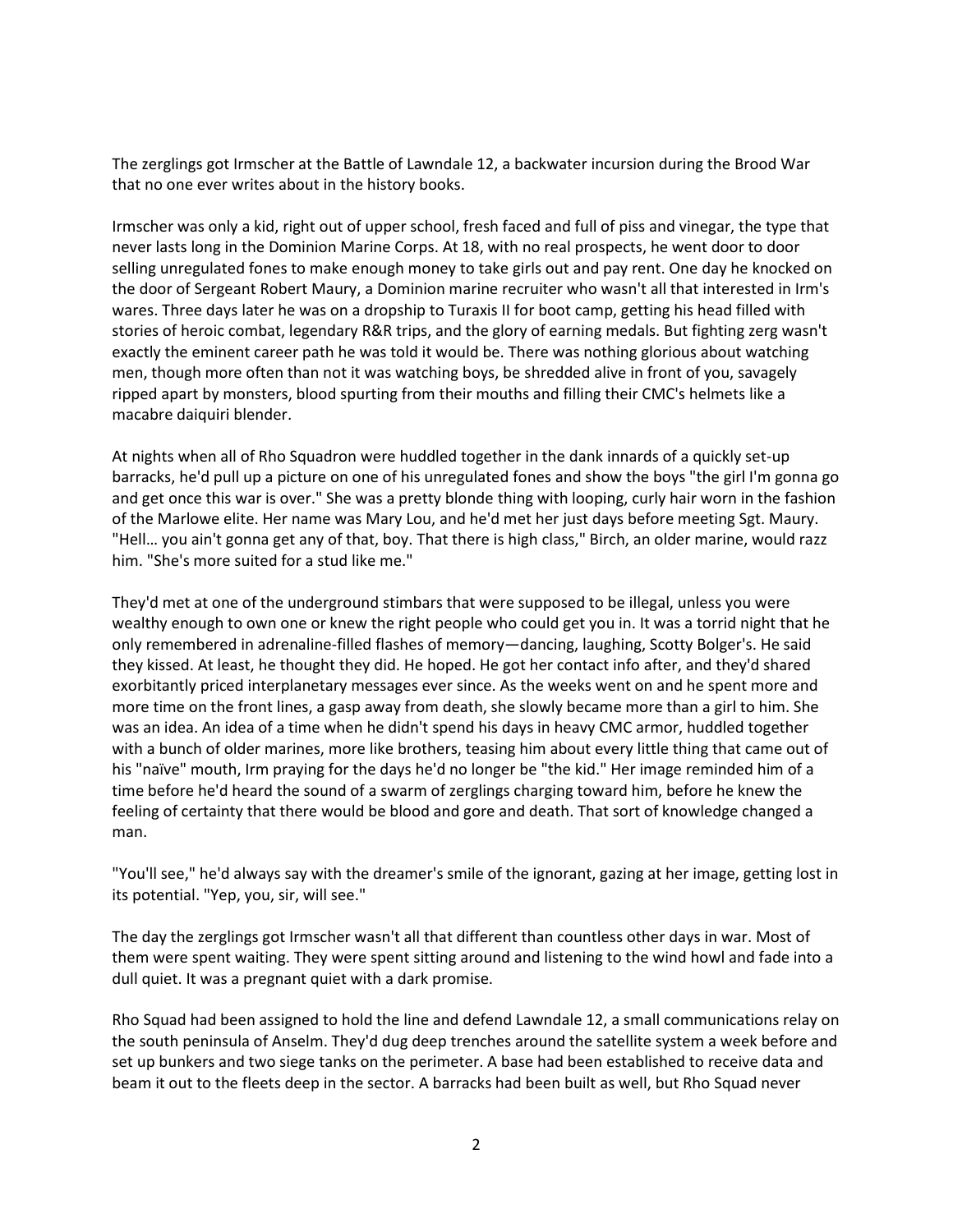The zerglings got Irmscher at the Battle of Lawndale 12, a backwater incursion during the Brood War that no one ever writes about in the history books.

Irmscher was only a kid, right out of upper school, fresh faced and full of piss and vinegar, the type that never lasts long in the Dominion Marine Corps. At 18, with no real prospects, he went door to door selling unregulated fones to make enough money to take girls out and pay rent. One day he knocked on the door of Sergeant Robert Maury, a Dominion marine recruiter who wasn't all that interested in Irm's wares. Three days later he was on a dropship to Turaxis II for boot camp, getting his head filled with stories of heroic combat, legendary R&R trips, and the glory of earning medals. But fighting zerg wasn't exactly the eminent career path he was told it would be. There was nothing glorious about watching men, though more often than not it was watching boys, be shredded alive in front of you, savagely ripped apart by monsters, blood spurting from their mouths and filling their CMC's helmets like a macabre daiquiri blender.

At nights when all of Rho Squadron were huddled together in the dank innards of a quickly set-up barracks, he'd pull up a picture on one of his unregulated fones and show the boys "the girl I'm gonna go and get once this war is over." She was a pretty blonde thing with looping, curly hair worn in the fashion of the Marlowe elite. Her name was Mary Lou, and he'd met her just days before meeting Sgt. Maury. "Hell… you ain't gonna get any of that, boy. That there is high class," Birch, an older marine, would razz him. "She's more suited for a stud like me."

They'd met at one of the underground stimbars that were supposed to be illegal, unless you were wealthy enough to own one or knew the right people who could get you in. It was a torrid night that he only remembered in adrenaline-filled flashes of memory—dancing, laughing, Scotty Bolger's. He said they kissed. At least, he thought they did. He hoped. He got her contact info after, and they'd shared exorbitantly priced interplanetary messages ever since. As the weeks went on and he spent more and more time on the front lines, a gasp away from death, she slowly became more than a girl to him. She was an idea. An idea of a time when he didn't spend his days in heavy CMC armor, huddled together with a bunch of older marines, more like brothers, teasing him about every little thing that came out of his "naïve" mouth, Irm praying for the days he'd no longer be "the kid." Her image reminded him of a time before he'd heard the sound of a swarm of zerglings charging toward him, before he knew the feeling of certainty that there would be blood and gore and death. That sort of knowledge changed a man.

"You'll see," he'd always say with the dreamer's smile of the ignorant, gazing at her image, getting lost in its potential. "Yep, you, sir, will see."

The day the zerglings got Irmscher wasn't all that different than countless other days in war. Most of them were spent waiting. They were spent sitting around and listening to the wind howl and fade into a dull quiet. It was a pregnant quiet with a dark promise.

Rho Squad had been assigned to hold the line and defend Lawndale 12, a small communications relay on the south peninsula of Anselm. They'd dug deep trenches around the satellite system a week before and set up bunkers and two siege tanks on the perimeter. A base had been established to receive data and beam it out to the fleets deep in the sector. A barracks had been built as well, but Rho Squad never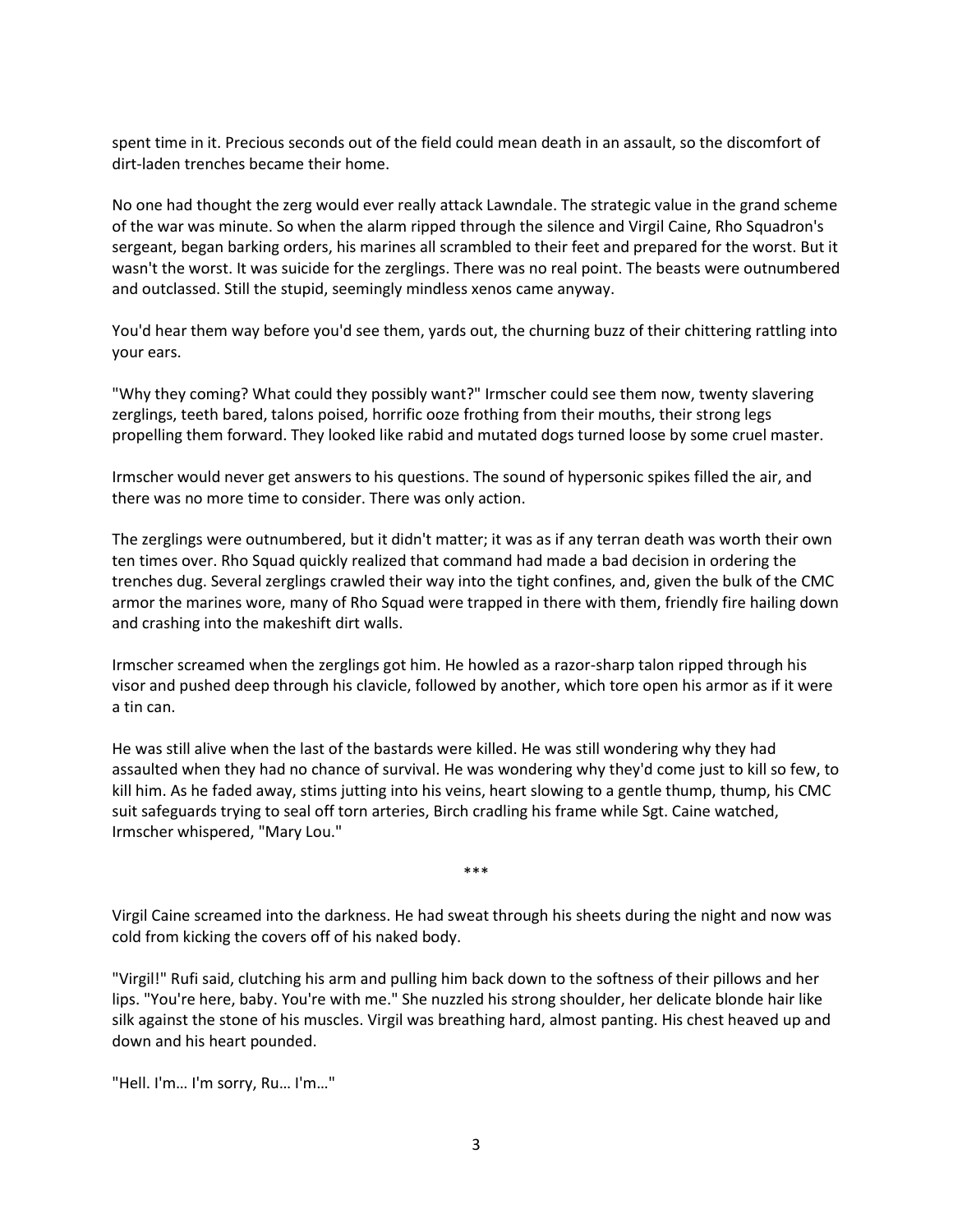spent time in it. Precious seconds out of the field could mean death in an assault, so the discomfort of dirt-laden trenches became their home.

No one had thought the zerg would ever really attack Lawndale. The strategic value in the grand scheme of the war was minute. So when the alarm ripped through the silence and Virgil Caine, Rho Squadron's sergeant, began barking orders, his marines all scrambled to their feet and prepared for the worst. But it wasn't the worst. It was suicide for the zerglings. There was no real point. The beasts were outnumbered and outclassed. Still the stupid, seemingly mindless xenos came anyway.

You'd hear them way before you'd see them, yards out, the churning buzz of their chittering rattling into your ears.

"Why they coming? What could they possibly want?" Irmscher could see them now, twenty slavering zerglings, teeth bared, talons poised, horrific ooze frothing from their mouths, their strong legs propelling them forward. They looked like rabid and mutated dogs turned loose by some cruel master.

Irmscher would never get answers to his questions. The sound of hypersonic spikes filled the air, and there was no more time to consider. There was only action.

The zerglings were outnumbered, but it didn't matter; it was as if any terran death was worth their own ten times over. Rho Squad quickly realized that command had made a bad decision in ordering the trenches dug. Several zerglings crawled their way into the tight confines, and, given the bulk of the CMC armor the marines wore, many of Rho Squad were trapped in there with them, friendly fire hailing down and crashing into the makeshift dirt walls.

Irmscher screamed when the zerglings got him. He howled as a razor-sharp talon ripped through his visor and pushed deep through his clavicle, followed by another, which tore open his armor as if it were a tin can.

He was still alive when the last of the bastards were killed. He was still wondering why they had assaulted when they had no chance of survival. He was wondering why they'd come just to kill so few, to kill him. As he faded away, stims jutting into his veins, heart slowing to a gentle thump, thump, his CMC suit safeguards trying to seal off torn arteries, Birch cradling his frame while Sgt. Caine watched, Irmscher whispered, "Mary Lou."

***

Virgil Caine screamed into the darkness. He had sweat through his sheets during the night and now was cold from kicking the covers off of his naked body.

"Virgil!" Rufi said, clutching his arm and pulling him back down to the softness of their pillows and her lips. "You're here, baby. You're with me." She nuzzled his strong shoulder, her delicate blonde hair like silk against the stone of his muscles. Virgil was breathing hard, almost panting. His chest heaved up and down and his heart pounded.

"Hell. I'm… I'm sorry, Ru… I'm…"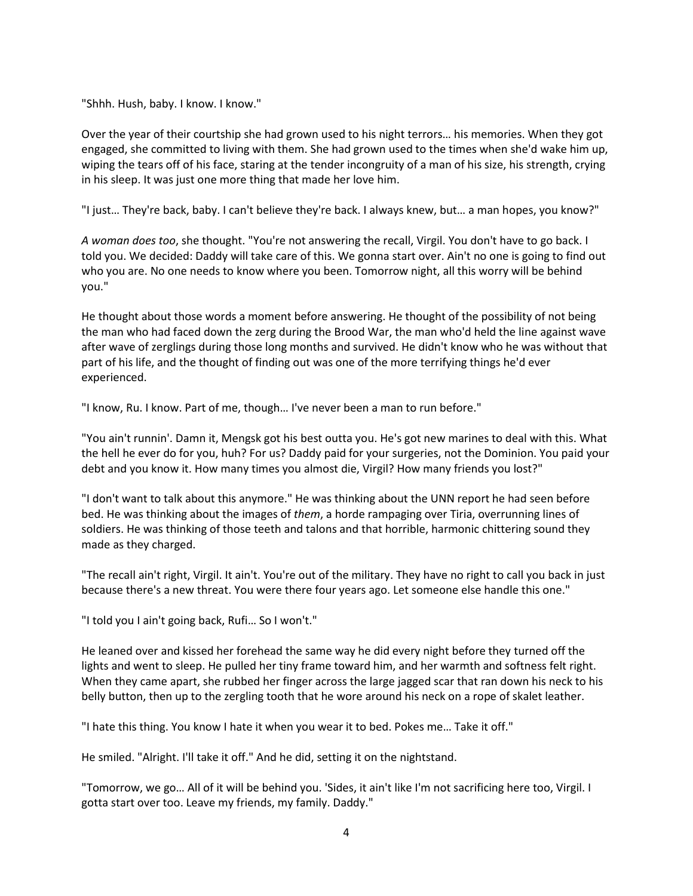"Shhh. Hush, baby. I know. I know."

Over the year of their courtship she had grown used to his night terrors… his memories. When they got engaged, she committed to living with them. She had grown used to the times when she'd wake him up, wiping the tears off of his face, staring at the tender incongruity of a man of his size, his strength, crying in his sleep. It was just one more thing that made her love him.

"I just… They're back, baby. I can't believe they're back. I always knew, but… a man hopes, you know?"

*A woman does too*, she thought. "You're not answering the recall, Virgil. You don't have to go back. I told you. We decided: Daddy will take care of this. We gonna start over. Ain't no one is going to find out who you are. No one needs to know where you been. Tomorrow night, all this worry will be behind you."

He thought about those words a moment before answering. He thought of the possibility of not being the man who had faced down the zerg during the Brood War, the man who'd held the line against wave after wave of zerglings during those long months and survived. He didn't know who he was without that part of his life, and the thought of finding out was one of the more terrifying things he'd ever experienced.

"I know, Ru. I know. Part of me, though… I've never been a man to run before."

"You ain't runnin'. Damn it, Mengsk got his best outta you. He's got new marines to deal with this. What the hell he ever do for you, huh? For us? Daddy paid for your surgeries, not the Dominion. You paid your debt and you know it. How many times you almost die, Virgil? How many friends you lost?"

"I don't want to talk about this anymore." He was thinking about the UNN report he had seen before bed. He was thinking about the images of *them*, a horde rampaging over Tiria, overrunning lines of soldiers. He was thinking of those teeth and talons and that horrible, harmonic chittering sound they made as they charged.

"The recall ain't right, Virgil. It ain't. You're out of the military. They have no right to call you back in just because there's a new threat. You were there four years ago. Let someone else handle this one."

"I told you I ain't going back, Rufi… So I won't."

He leaned over and kissed her forehead the same way he did every night before they turned off the lights and went to sleep. He pulled her tiny frame toward him, and her warmth and softness felt right. When they came apart, she rubbed her finger across the large jagged scar that ran down his neck to his belly button, then up to the zergling tooth that he wore around his neck on a rope of skalet leather.

"I hate this thing. You know I hate it when you wear it to bed. Pokes me… Take it off."

He smiled. "Alright. I'll take it off." And he did, setting it on the nightstand.

"Tomorrow, we go… All of it will be behind you. 'Sides, it ain't like I'm not sacrificing here too, Virgil. I gotta start over too. Leave my friends, my family. Daddy."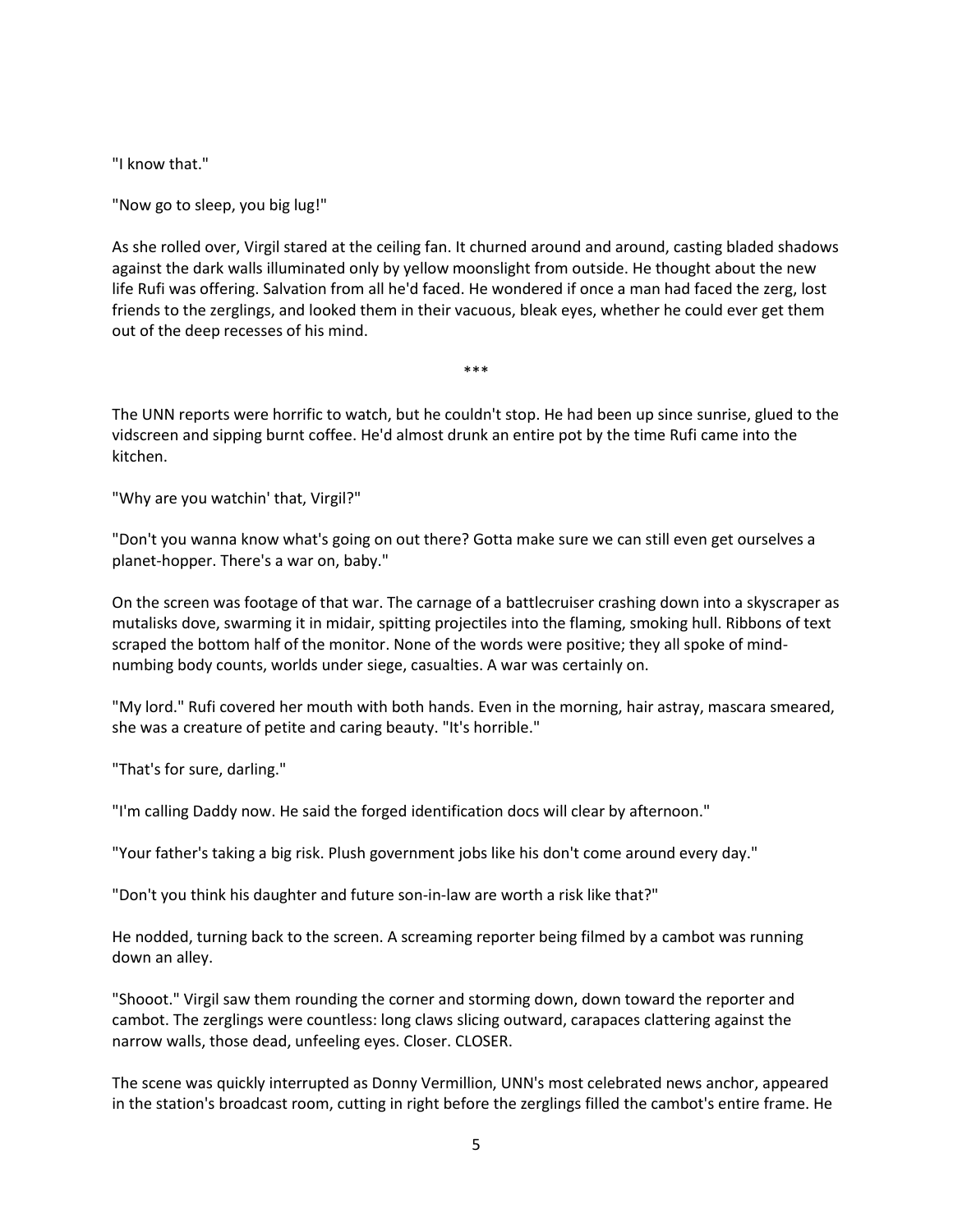"I know that."

"Now go to sleep, you big lug!"

As she rolled over, Virgil stared at the ceiling fan. It churned around and around, casting bladed shadows against the dark walls illuminated only by yellow moonslight from outside. He thought about the new life Rufi was offering. Salvation from all he'd faced. He wondered if once a man had faced the zerg, lost friends to the zerglings, and looked them in their vacuous, bleak eyes, whether he could ever get them out of the deep recesses of his mind.

\*\*\*

The UNN reports were horrific to watch, but he couldn't stop. He had been up since sunrise, glued to the vidscreen and sipping burnt coffee. He'd almost drunk an entire pot by the time Rufi came into the kitchen.

"Why are you watchin' that, Virgil?"

"Don't you wanna know what's going on out there? Gotta make sure we can still even get ourselves a planet-hopper. There's a war on, baby."

On the screen was footage of that war. The carnage of a battlecruiser crashing down into a skyscraper as mutalisks dove, swarming it in midair, spitting projectiles into the flaming, smoking hull. Ribbons of text scraped the bottom half of the monitor. None of the words were positive; they all spoke of mind-numbing body counts, worlds under siege, casualties. A war was certainly on.

"My lord." Rufi covered her mouth with both hands. Even in the morning, hair astray, mascara smeared, she was a creature of petite and caring beauty. "It's horrible."

"That's for sure, darling."

"I'm calling Daddy now. He said the forged identification docs will clear by afternoon."

"Your father's taking a big risk. Plush government jobs like his don't come around every day."

"Don't you think his daughter and future son-in-law are worth a risk like that?"

He nodded, turning back to the screen. A screaming reporter being filmed by a cambot was running down an alley.

"Shooot." Virgil saw them rounding the corner and storming down, down toward the reporter and cambot. The zerglings were countless: long claws slicing outward, carapaces clattering against the narrow walls, those dead, unfeeling eyes. Closer. CLOSER.

The scene was quickly interrupted as Donny Vermillion, UNN's most celebrated news anchor, appeared in the station's broadcast room, cutting in right before the zerglings filled the cambot's entire frame. He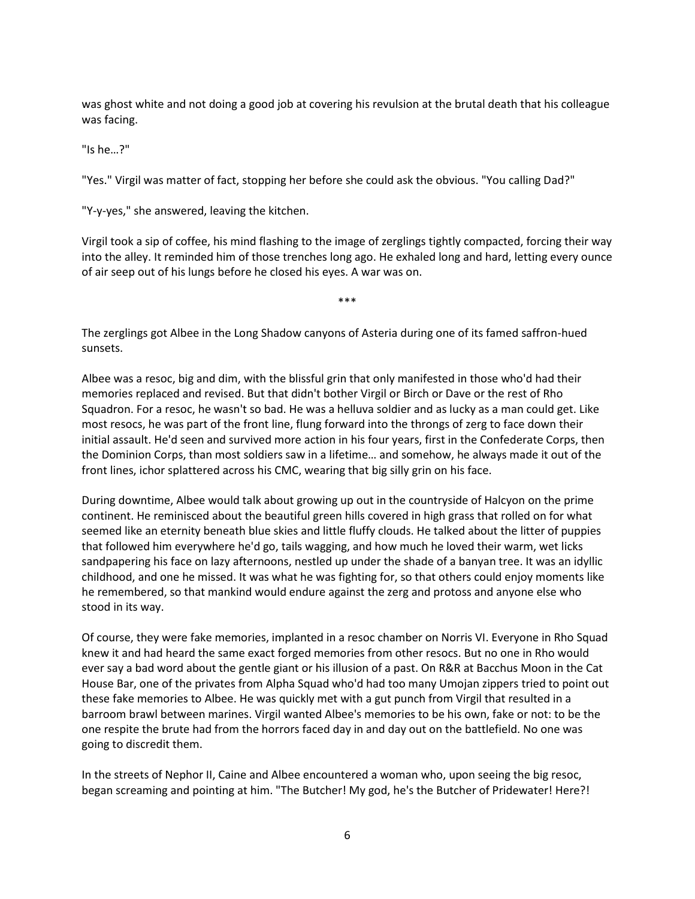was ghost white and not doing a good job at covering his revulsion at the brutal death that his colleague was facing.

"Is he…?"

"Yes." Virgil was matter of fact, stopping her before she could ask the obvious. "You calling Dad?"

"Y-y-yes," she answered, leaving the kitchen.

Virgil took a sip of coffee, his mind flashing to the image of zerglings tightly compacted, forcing their way into the alley. It reminded him of those trenches long ago. He exhaled long and hard, letting every ounce of air seep out of his lungs before he closed his eyes. A war was on.

\*\*\*

The zerglings got Albee in the Long Shadow canyons of Asteria during one of its famed saffron-hued sunsets.

Albee was a resoc, big and dim, with the blissful grin that only manifested in those who'd had their memories replaced and revised. But that didn't bother Virgil or Birch or Dave or the rest of Rho Squadron. For a resoc, he wasn't so bad. He was a helluva soldier and as lucky as a man could get. Like most resocs, he was part of the front line, flung forward into the throngs of zerg to face down their initial assault. He'd seen and survived more action in his four years, first in the Confederate Corps, then the Dominion Corps, than most soldiers saw in a lifetime… and somehow, he always made it out of the front lines, ichor splattered across his CMC, wearing that big silly grin on his face.

During downtime, Albee would talk about growing up out in the countryside of Halcyon on the prime continent. He reminisced about the beautiful green hills covered in high grass that rolled on for what seemed like an eternity beneath blue skies and little fluffy clouds. He talked about the litter of puppies that followed him everywhere he'd go, tails wagging, and how much he loved their warm, wet licks sandpapering his face on lazy afternoons, nestled up under the shade of a banyan tree. It was an idyllic childhood, and one he missed. It was what he was fighting for, so that others could enjoy moments like he remembered, so that mankind would endure against the zerg and protoss and anyone else who stood in its way.

Of course, they were fake memories, implanted in a resoc chamber on Norris VI. Everyone in Rho Squad knew it and had heard the same exact forged memories from other resocs. But no one in Rho would ever say a bad word about the gentle giant or his illusion of a past. On R&R at Bacchus Moon in the Cat House Bar, one of the privates from Alpha Squad who'd had too many Umojan zippers tried to point out these fake memories to Albee. He was quickly met with a gut punch from Virgil that resulted in a barroom brawl between marines. Virgil wanted Albee's memories to be his own, fake or not: to be the one respite the brute had from the horrors faced day in and day out on the battlefield. No one was going to discredit them.

In the streets of Nephor II, Caine and Albee encountered a woman who, upon seeing the big resoc, began screaming and pointing at him. "The Butcher! My god, he's the Butcher of Pridewater! Here?!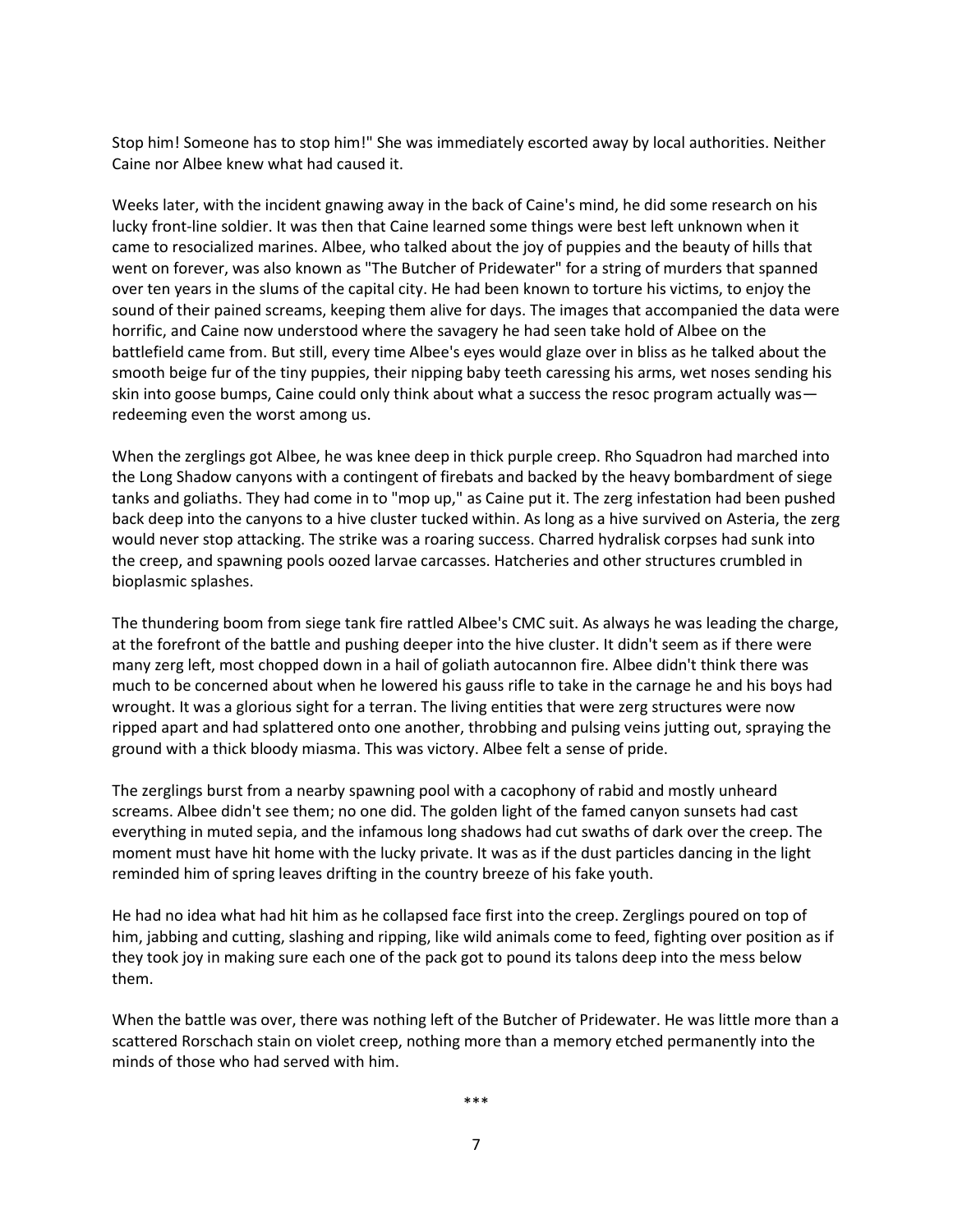Stop him! Someone has to stop him!" She was immediately escorted away by local authorities. Neither Caine nor Albee knew what had caused it.

Weeks later, with the incident gnawing away in the back of Caine's mind, he did some research on his lucky front-line soldier. It was then that Caine learned some things were best left unknown when it came to resocialized marines. Albee, who talked about the joy of puppies and the beauty of hills that went on forever, was also known as "The Butcher of Pridewater" for a string of murders that spanned over ten years in the slums of the capital city. He had been known to torture his victims, to enjoy the sound of their pained screams, keeping them alive for days. The images that accompanied the data were horrific, and Caine now understood where the savagery he had seen take hold of Albee on the battlefield came from. But still, every time Albee's eyes would glaze over in bliss as he talked about the smooth beige fur of the tiny puppies, their nipping baby teeth caressing his arms, wet noses sending his skin into goose bumps, Caine could only think about what a success the resoc program actually was—redeeming even the worst among us.

When the zerglings got Albee, he was knee deep in thick purple creep. Rho Squadron had marched into the Long Shadow canyons with a contingent of firebats and backed by the heavy bombardment of siege tanks and goliaths. They had come in to "mop up," as Caine put it. The zerg infestation had been pushed back deep into the canyons to a hive cluster tucked within. As long as a hive survived on Asteria, the zerg would never stop attacking. The strike was a roaring success. Charred hydralisk corpses had sunk into the creep, and spawning pools oozed larvae carcasses. Hatcheries and other structures crumbled in bioplasmic splashes.

The thundering boom from siege tank fire rattled Albee's CMC suit. As always he was leading the charge, at the forefront of the battle and pushing deeper into the hive cluster. It didn't seem as if there were many zerg left, most chopped down in a hail of goliath autocannon fire. Albee didn't think there was much to be concerned about when he lowered his gauss rifle to take in the carnage he and his boys had wrought. It was a glorious sight for a terran. The living entities that were zerg structures were now ripped apart and had splattered onto one another, throbbing and pulsing veins jutting out, spraying the ground with a thick bloody miasma. This was victory. Albee felt a sense of pride.

The zerglings burst from a nearby spawning pool with a cacophony of rabid and mostly unheard screams. Albee didn't see them; no one did. The golden light of the famed canyon sunsets had cast everything in muted sepia, and the infamous long shadows had cut swaths of dark over the creep. The moment must have hit home with the lucky private. It was as if the dust particles dancing in the light reminded him of spring leaves drifting in the country breeze of his fake youth.

He had no idea what had hit him as he collapsed face first into the creep. Zerglings poured on top of him, jabbing and cutting, slashing and ripping, like wild animals come to feed, fighting over position as if they took joy in making sure each one of the pack got to pound its talons deep into the mess below them.

When the battle was over, there was nothing left of the Butcher of Pridewater. He was little more than a scattered Rorschach stain on violet creep, nothing more than a memory etched permanently into the minds of those who had served with him.

\*\*\*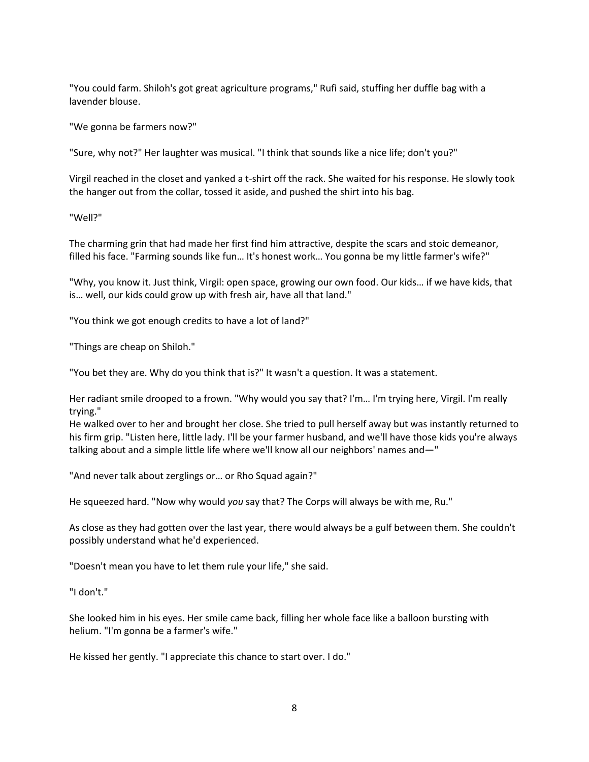"You could farm. Shiloh's got great agriculture programs," Rufi said, stuffing her duffle bag with a lavender blouse.

"We gonna be farmers now?"

"Sure, why not?" Her laughter was musical. "I think that sounds like a nice life; don't you?"

Virgil reached in the closet and yanked a t-shirt off the rack. She waited for his response. He slowly took the hanger out from the collar, tossed it aside, and pushed the shirt into his bag.

"Well?"

The charming grin that had made her first find him attractive, despite the scars and stoic demeanor, filled his face. "Farming sounds like fun… It's honest work… You gonna be my little farmer's wife?"

"Why, you know it. Just think, Virgil: open space, growing our own food. Our kids… if we have kids, that is… well, our kids could grow up with fresh air, have all that land."

"You think we got enough credits to have a lot of land?"

"Things are cheap on Shiloh."

"You bet they are. Why do you think that is?" It wasn't a question. It was a statement.

Her radiant smile drooped to a frown. "Why would you say that? I'm… I'm trying here, Virgil. I'm really trying."

He walked over to her and brought her close. She tried to pull herself away but was instantly returned to his firm grip. "Listen here, little lady. I'll be your farmer husband, and we'll have those kids you're always talking about and a simple little life where we'll know all our neighbors' names and—"

"And never talk about zerglings or… or Rho Squad again?"

He squeezed hard. "Now why would *you* say that? The Corps will always be with me, Ru."

As close as they had gotten over the last year, there would always be a gulf between them. She couldn't possibly understand what he'd experienced.

"Doesn't mean you have to let them rule your life," she said.

"I don't."

She looked him in his eyes. Her smile came back, filling her whole face like a balloon bursting with helium. "I'm gonna be a farmer's wife."

He kissed her gently. "I appreciate this chance to start over. I do."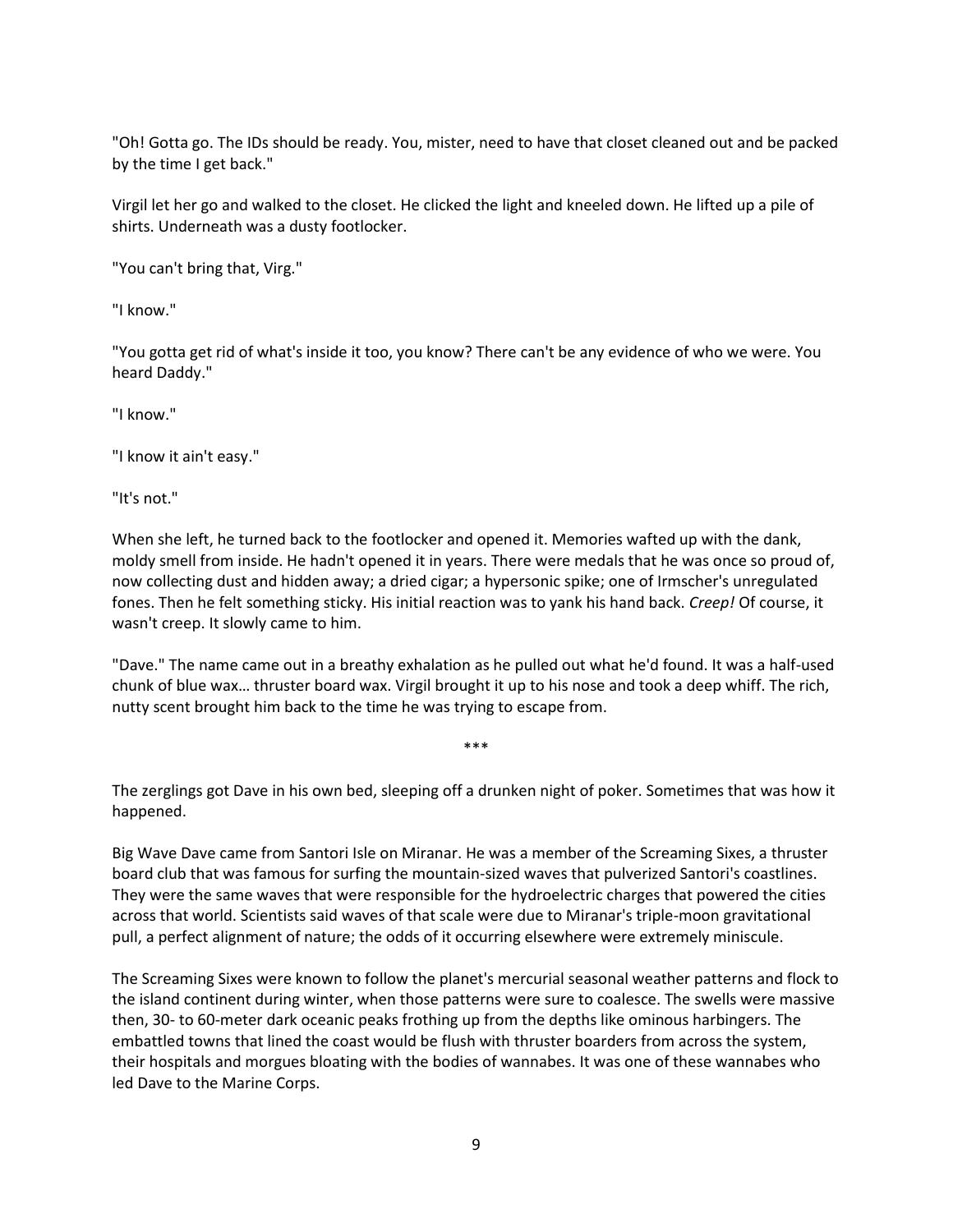"Oh! Gotta go. The IDs should be ready. You, mister, need to have that closet cleaned out and be packed by the time I get back."

Virgil let her go and walked to the closet. He clicked the light and kneeled down. He lifted up a pile of shirts. Underneath was a dusty footlocker.

"You can't bring that, Virg."

"I know."

"You gotta get rid of what's inside it too, you know? There can't be any evidence of who we were. You heard Daddy."

"I know."

"I know it ain't easy."

"It's not."

When she left, he turned back to the footlocker and opened it. Memories wafted up with the dank, moldy smell from inside. He hadn't opened it in years. There were medals that he was once so proud of, now collecting dust and hidden away; a dried cigar; a hypersonic spike; one of Irmscher's unregulated fones. Then he felt something sticky. His initial reaction was to yank his hand back. *Creep!* Of course, it wasn't creep. It slowly came to him.

"Dave." The name came out in a breathy exhalation as he pulled out what he'd found. It was a half-used chunk of blue wax… thruster board wax. Virgil brought it up to his nose and took a deep whiff. The rich, nutty scent brought him back to the time he was trying to escape from.

\*\*\*

The zerglings got Dave in his own bed, sleeping off a drunken night of poker. Sometimes that was how it happened.

Big Wave Dave came from Santori Isle on Miranar. He was a member of the Screaming Sixes, a thruster board club that was famous for surfing the mountain-sized waves that pulverized Santori's coastlines. They were the same waves that were responsible for the hydroelectric charges that powered the cities across that world. Scientists said waves of that scale were due to Miranar's triple-moon gravitational pull, a perfect alignment of nature; the odds of it occurring elsewhere were extremely miniscule.

The Screaming Sixes were known to follow the planet's mercurial seasonal weather patterns and flock to the island continent during winter, when those patterns were sure to coalesce. The swells were massive then, 30- to 60-meter dark oceanic peaks frothing up from the depths like ominous harbingers. The embattled towns that lined the coast would be flush with thruster boarders from across the system, their hospitals and morgues bloating with the bodies of wannabes. It was one of these wannabes who led Dave to the Marine Corps.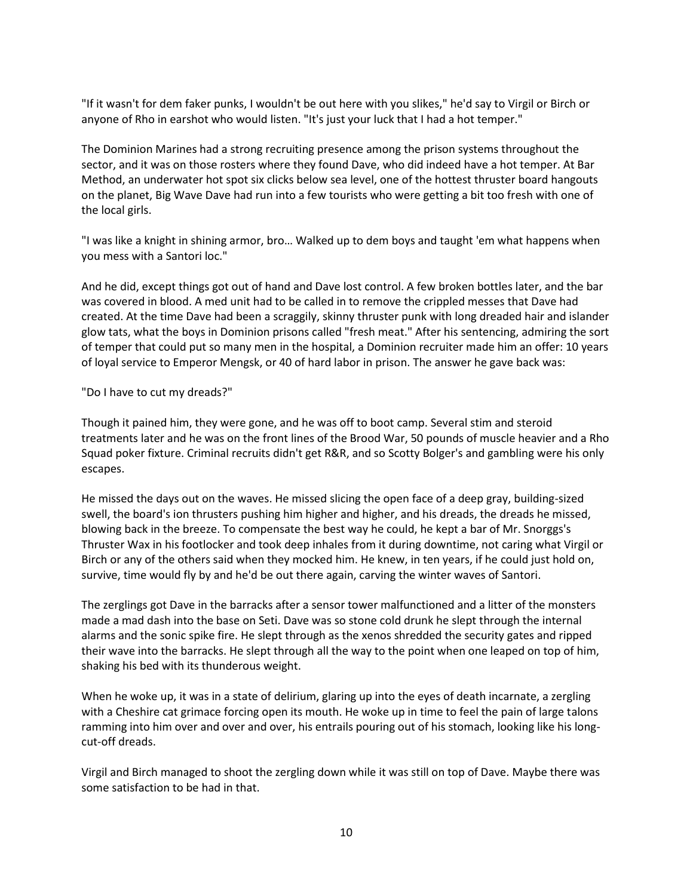"If it wasn't for dem faker punks, I wouldn't be out here with you slikes," he'd say to Virgil or Birch or anyone of Rho in earshot who would listen. "It's just your luck that I had a hot temper."

The Dominion Marines had a strong recruiting presence among the prison systems throughout the sector, and it was on those rosters where they found Dave, who did indeed have a hot temper. At Bar Method, an underwater hot spot six clicks below sea level, one of the hottest thruster board hangouts on the planet, Big Wave Dave had run into a few tourists who were getting a bit too fresh with one of the local girls.

"I was like a knight in shining armor, bro… Walked up to dem boys and taught 'em what happens when you mess with a Santori loc."

And he did, except things got out of hand and Dave lost control. A few broken bottles later, and the bar was covered in blood. A med unit had to be called in to remove the crippled messes that Dave had created. At the time Dave had been a scraggily, skinny thruster punk with long dreaded hair and islander glow tats, what the boys in Dominion prisons called "fresh meat." After his sentencing, admiring the sort of temper that could put so many men in the hospital, a Dominion recruiter made him an offer: 10 years of loyal service to Emperor Mengsk, or 40 of hard labor in prison. The answer he gave back was:

"Do I have to cut my dreads?"

Though it pained him, they were gone, and he was off to boot camp. Several stim and steroid treatments later and he was on the front lines of the Brood War, 50 pounds of muscle heavier and a Rho Squad poker fixture. Criminal recruits didn't get R&R, and so Scotty Bolger's and gambling were his only escapes.

He missed the days out on the waves. He missed slicing the open face of a deep gray, building-sized swell, the board's ion thrusters pushing him higher and higher, and his dreads, the dreads he missed, blowing back in the breeze. To compensate the best way he could, he kept a bar of Mr. Snorggs's Thruster Wax in his footlocker and took deep inhales from it during downtime, not caring what Virgil or Birch or any of the others said when they mocked him. He knew, in ten years, if he could just hold on, survive, time would fly by and he'd be out there again, carving the winter waves of Santori.

The zerglings got Dave in the barracks after a sensor tower malfunctioned and a litter of the monsters made a mad dash into the base on Seti. Dave was so stone cold drunk he slept through the internal alarms and the sonic spike fire. He slept through as the xenos shredded the security gates and ripped their wave into the barracks. He slept through all the way to the point when one leaped on top of him, shaking his bed with its thunderous weight.

When he woke up, it was in a state of delirium, glaring up into the eyes of death incarnate, a zergling with a Cheshire cat grimace forcing open its mouth. He woke up in time to feel the pain of large talons ramming into him over and over and over, his entrails pouring out of his stomach, looking like his long-cut-off dreads.

Virgil and Birch managed to shoot the zergling down while it was still on top of Dave. Maybe there was some satisfaction to be had in that.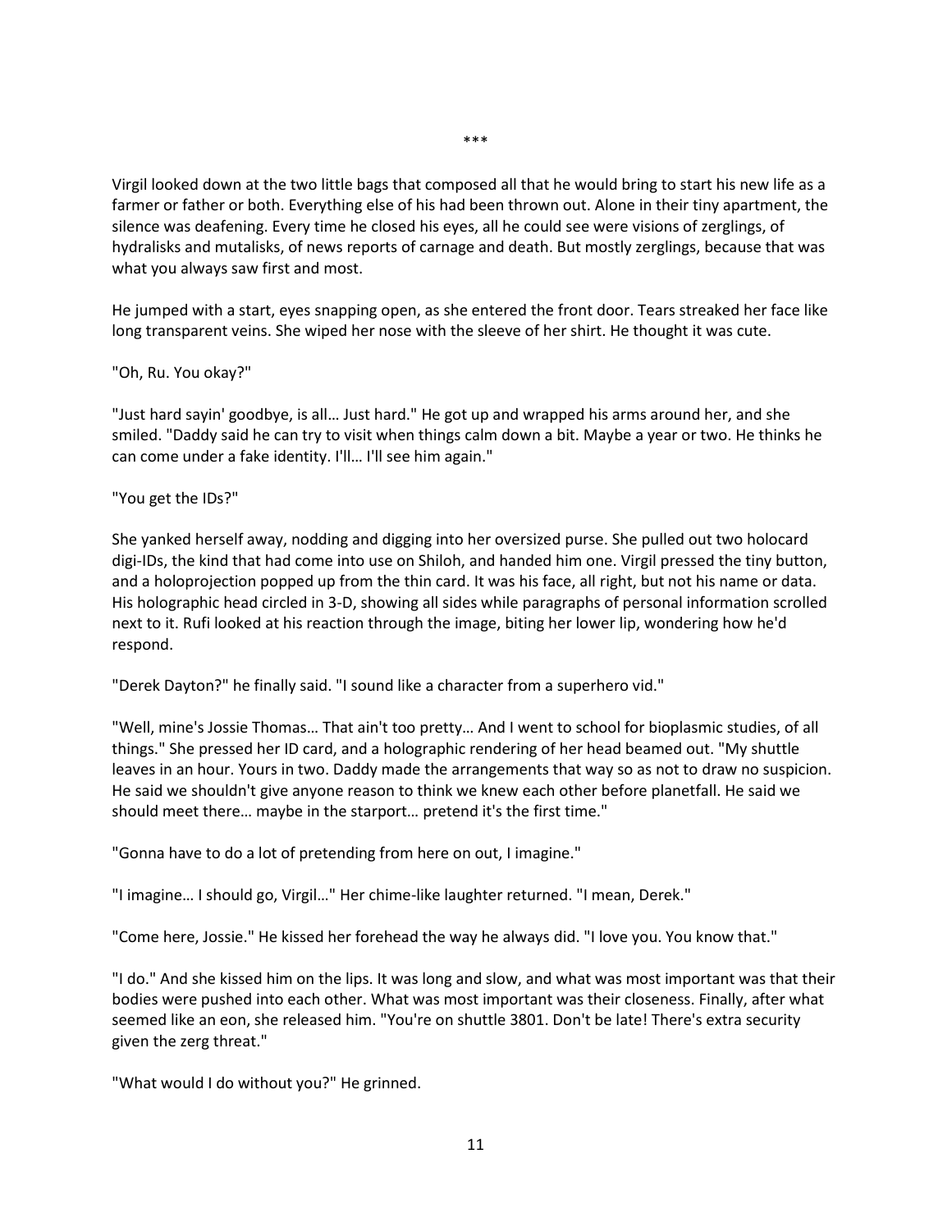\*\*\*

Virgil looked down at the two little bags that composed all that he would bring to start his new life as a farmer or father or both. Everything else of his had been thrown out. Alone in their tiny apartment, the silence was deafening. Every time he closed his eyes, all he could see were visions of zerglings, of hydralisks and mutalisks, of news reports of carnage and death. But mostly zerglings, because that was what you always saw first and most.

He jumped with a start, eyes snapping open, as she entered the front door. Tears streaked her face like long transparent veins. She wiped her nose with the sleeve of her shirt. He thought it was cute.

"Oh, Ru. You okay?"

"Just hard sayin' goodbye, is all… Just hard." He got up and wrapped his arms around her, and she smiled. "Daddy said he can try to visit when things calm down a bit. Maybe a year or two. He thinks he can come under a fake identity. I'll… I'll see him again."

"You get the IDs?"

She yanked herself away, nodding and digging into her oversized purse. She pulled out two holocard digi-IDs, the kind that had come into use on Shiloh, and handed him one. Virgil pressed the tiny button, and a holoprojection popped up from the thin card. It was his face, all right, but not his name or data. His holographic head circled in 3-D, showing all sides while paragraphs of personal information scrolled next to it. Rufi looked at his reaction through the image, biting her lower lip, wondering how he'd respond.

"Derek Dayton?" he finally said. "I sound like a character from a superhero vid."

"Well, mine's Jossie Thomas… That ain't too pretty… And I went to school for bioplasmic studies, of all things." She pressed her ID card, and a holographic rendering of her head beamed out. "My shuttle leaves in an hour. Yours in two. Daddy made the arrangements that way so as not to draw no suspicion. He said we shouldn't give anyone reason to think we knew each other before planetfall. He said we should meet there… maybe in the starport… pretend it's the first time."

"Gonna have to do a lot of pretending from here on out, I imagine."

"I imagine… I should go, Virgil…" Her chime-like laughter returned. "I mean, Derek."

"Come here, Jossie." He kissed her forehead the way he always did. "I love you. You know that."

"I do." And she kissed him on the lips. It was long and slow, and what was most important was that their bodies were pushed into each other. What was most important was their closeness. Finally, after what seemed like an eon, she released him. "You're on shuttle 3801. Don't be late! There's extra security given the zerg threat."

"What would I do without you?" He grinned.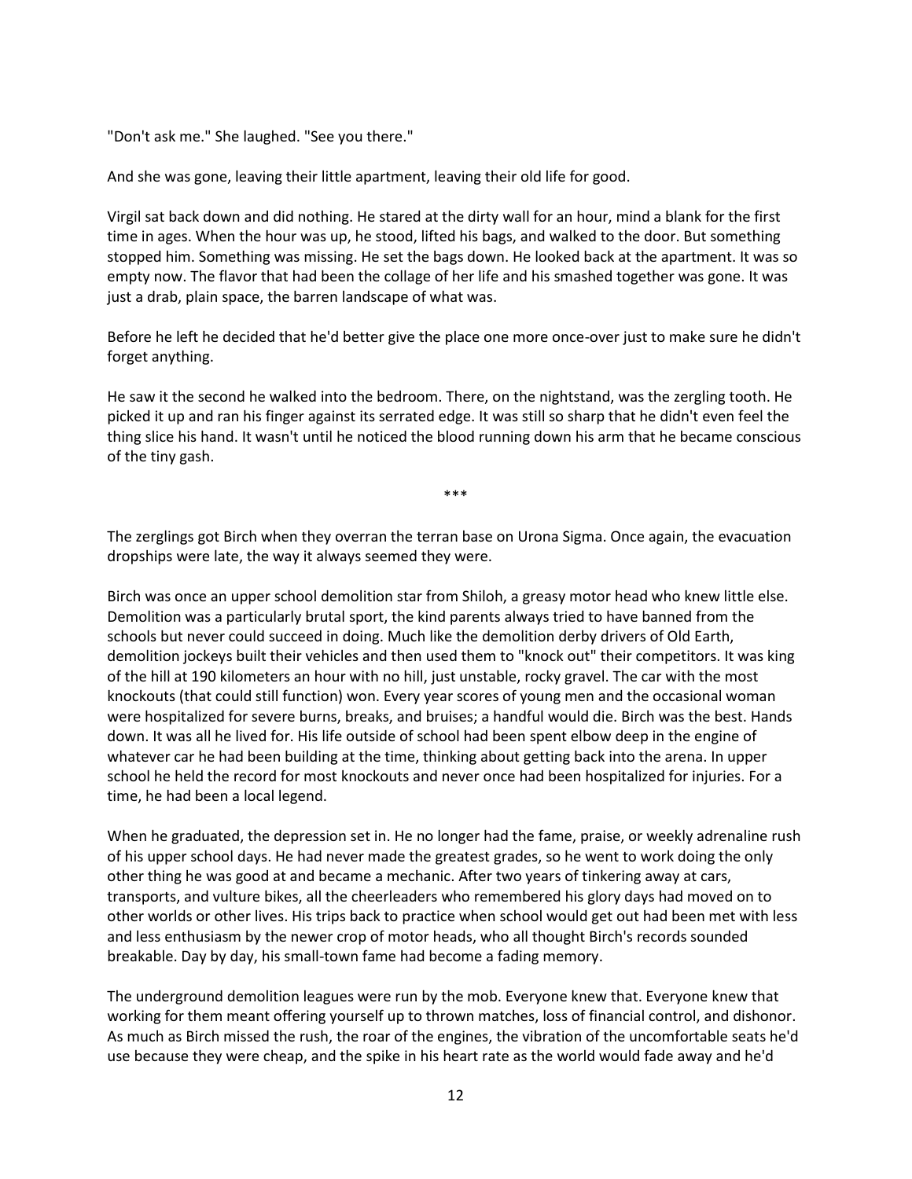"Don't ask me." She laughed. "See you there."

And she was gone, leaving their little apartment, leaving their old life for good.

Virgil sat back down and did nothing. He stared at the dirty wall for an hour, mind a blank for the first time in ages. When the hour was up, he stood, lifted his bags, and walked to the door. But something stopped him. Something was missing. He set the bags down. He looked back at the apartment. It was so empty now. The flavor that had been the collage of her life and his smashed together was gone. It was just a drab, plain space, the barren landscape of what was.

Before he left he decided that he'd better give the place one more once-over just to make sure he didn't forget anything.

He saw it the second he walked into the bedroom. There, on the nightstand, was the zergling tooth. He picked it up and ran his finger against its serrated edge. It was still so sharp that he didn't even feel the thing slice his hand. It wasn't until he noticed the blood running down his arm that he became conscious of the tiny gash.

***

The zerglings got Birch when they overran the terran base on Urona Sigma. Once again, the evacuation dropships were late, the way it always seemed they were.

Birch was once an upper school demolition star from Shiloh, a greasy motor head who knew little else. Demolition was a particularly brutal sport, the kind parents always tried to have banned from the schools but never could succeed in doing. Much like the demolition derby drivers of Old Earth, demolition jockeys built their vehicles and then used them to "knock out" their competitors. It was king of the hill at 190 kilometers an hour with no hill, just unstable, rocky gravel. The car with the most knockouts (that could still function) won. Every year scores of young men and the occasional woman were hospitalized for severe burns, breaks, and bruises; a handful would die. Birch was the best. Hands down. It was all he lived for. His life outside of school had been spent elbow deep in the engine of whatever car he had been building at the time, thinking about getting back into the arena. In upper school he held the record for most knockouts and never once had been hospitalized for injuries. For a time, he had been a local legend.

When he graduated, the depression set in. He no longer had the fame, praise, or weekly adrenaline rush of his upper school days. He had never made the greatest grades, so he went to work doing the only other thing he was good at and became a mechanic. After two years of tinkering away at cars, transports, and vulture bikes, all the cheerleaders who remembered his glory days had moved on to other worlds or other lives. His trips back to practice when school would get out had been met with less and less enthusiasm by the newer crop of motor heads, who all thought Birch's records sounded breakable. Day by day, his small-town fame had become a fading memory.

The underground demolition leagues were run by the mob. Everyone knew that. Everyone knew that working for them meant offering yourself up to thrown matches, loss of financial control, and dishonor. As much as Birch missed the rush, the roar of the engines, the vibration of the uncomfortable seats he'd use because they were cheap, and the spike in his heart rate as the world would fade away and he'd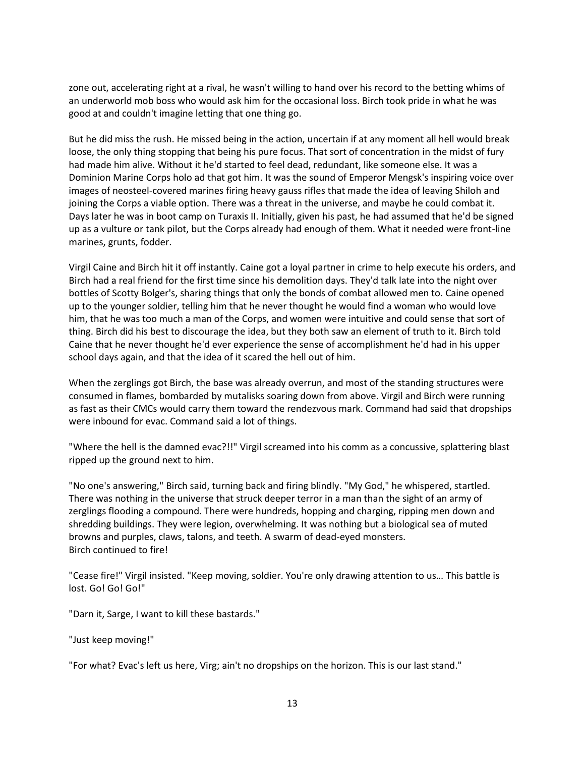zone out, accelerating right at a rival, he wasn't willing to hand over his record to the betting whims of an underworld mob boss who would ask him for the occasional loss. Birch took pride in what he was good at and couldn't imagine letting that one thing go.

But he did miss the rush. He missed being in the action, uncertain if at any moment all hell would break loose, the only thing stopping that being his pure focus. That sort of concentration in the midst of fury had made him alive. Without it he'd started to feel dead, redundant, like someone else. It was a Dominion Marine Corps holo ad that got him. It was the sound of Emperor Mengsk's inspiring voice over images of neosteel-covered marines firing heavy gauss rifles that made the idea of leaving Shiloh and joining the Corps a viable option. There was a threat in the universe, and maybe he could combat it. Days later he was in boot camp on Turaxis II. Initially, given his past, he had assumed that he'd be signed up as a vulture or tank pilot, but the Corps already had enough of them. What it needed were front-line marines, grunts, fodder.

Virgil Caine and Birch hit it off instantly. Caine got a loyal partner in crime to help execute his orders, and Birch had a real friend for the first time since his demolition days. They'd talk late into the night over bottles of Scotty Bolger's, sharing things that only the bonds of combat allowed men to. Caine opened up to the younger soldier, telling him that he never thought he would find a woman who would love him, that he was too much a man of the Corps, and women were intuitive and could sense that sort of thing. Birch did his best to discourage the idea, but they both saw an element of truth to it. Birch told Caine that he never thought he'd ever experience the sense of accomplishment he'd had in his upper school days again, and that the idea of it scared the hell out of him.

When the zerglings got Birch, the base was already overrun, and most of the standing structures were consumed in flames, bombarded by mutalisks soaring down from above. Virgil and Birch were running as fast as their CMCs would carry them toward the rendezvous mark. Command had said that dropships were inbound for evac. Command said a lot of things.

"Where the hell is the damned evac?!!" Virgil screamed into his comm as a concussive, splattering blast ripped up the ground next to him.

"No one's answering," Birch said, turning back and firing blindly. "My God," he whispered, startled. There was nothing in the universe that struck deeper terror in a man than the sight of an army of zerglings flooding a compound. There were hundreds, hopping and charging, ripping men down and shredding buildings. They were legion, overwhelming. It was nothing but a biological sea of muted browns and purples, claws, talons, and teeth. A swarm of dead-eyed monsters.
Birch continued to fire!

"Cease fire!" Virgil insisted. "Keep moving, soldier. You're only drawing attention to us… This battle is lost. Go! Go! Go!"

"Darn it, Sarge, I want to kill these bastards."

"Just keep moving!"

"For what? Evac's left us here, Virg; ain't no dropships on the horizon. This is our last stand."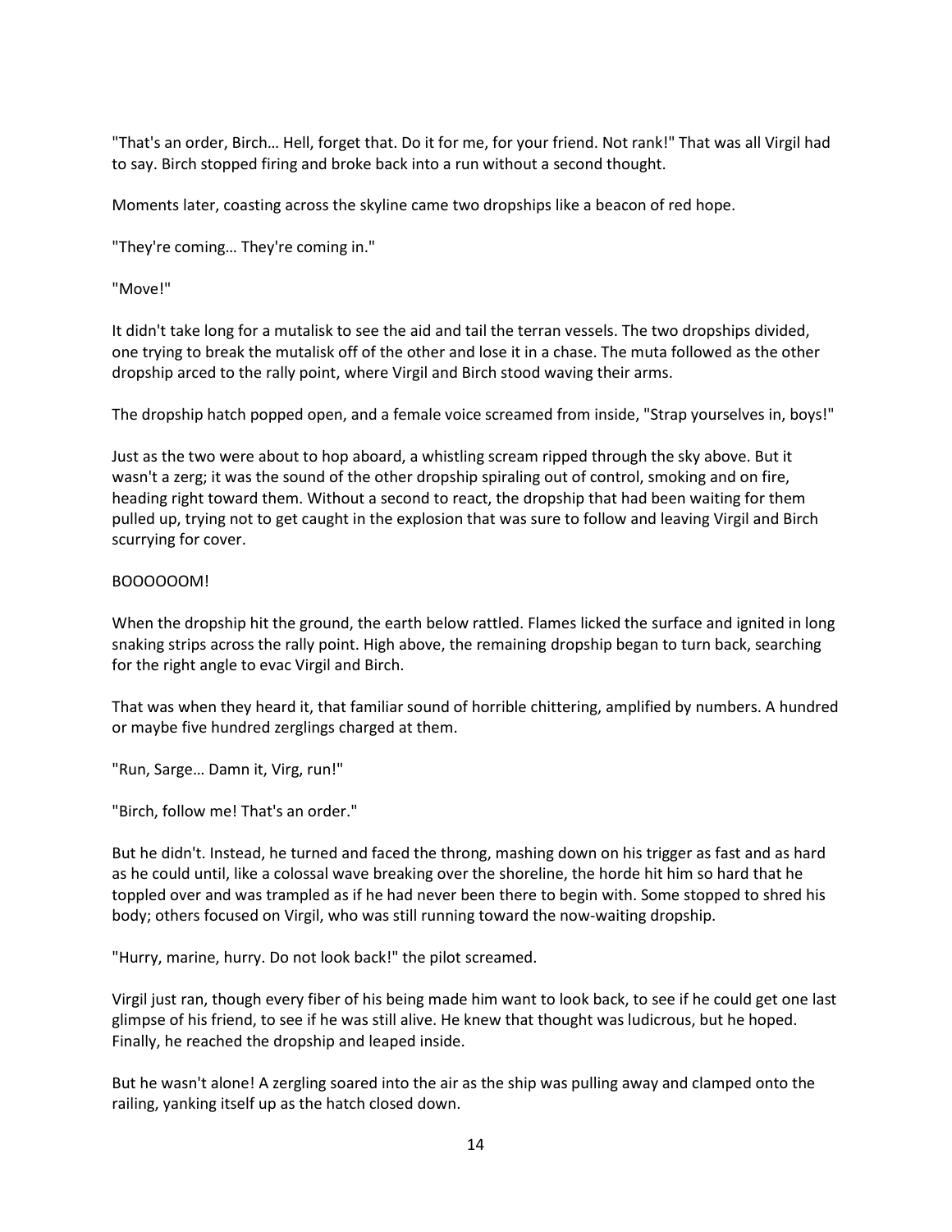"That's an order, Birch… Hell, forget that. Do it for me, for your friend. Not rank!" That was all Virgil had to say. Birch stopped firing and broke back into a run without a second thought.

Moments later, coasting across the skyline came two dropships like a beacon of red hope.

"They're coming… They're coming in."

"Move!"

It didn't take long for a mutalisk to see the aid and tail the terran vessels. The two dropships divided, one trying to break the mutalisk off of the other and lose it in a chase. The muta followed as the other dropship arced to the rally point, where Virgil and Birch stood waving their arms.

The dropship hatch popped open, and a female voice screamed from inside, "Strap yourselves in, boys!"

Just as the two were about to hop aboard, a whistling scream ripped through the sky above. But it wasn't a zerg; it was the sound of the other dropship spiraling out of control, smoking and on fire, heading right toward them. Without a second to react, the dropship that had been waiting for them pulled up, trying not to get caught in the explosion that was sure to follow and leaving Virgil and Birch scurrying for cover.

BOOOOOOM!

When the dropship hit the ground, the earth below rattled. Flames licked the surface and ignited in long snaking strips across the rally point. High above, the remaining dropship began to turn back, searching for the right angle to evac Virgil and Birch.

That was when they heard it, that familiar sound of horrible chittering, amplified by numbers. A hundred or maybe five hundred zerglings charged at them.

"Run, Sarge… Damn it, Virg, run!"

"Birch, follow me! That's an order."

But he didn't. Instead, he turned and faced the throng, mashing down on his trigger as fast and as hard as he could until, like a colossal wave breaking over the shoreline, the horde hit him so hard that he toppled over and was trampled as if he had never been there to begin with. Some stopped to shred his body; others focused on Virgil, who was still running toward the now-waiting dropship.

"Hurry, marine, hurry. Do not look back!" the pilot screamed.

Virgil just ran, though every fiber of his being made him want to look back, to see if he could get one last glimpse of his friend, to see if he was still alive. He knew that thought was ludicrous, but he hoped. Finally, he reached the dropship and leaped inside.

But he wasn't alone! A zergling soared into the air as the ship was pulling away and clamped onto the railing, yanking itself up as the hatch closed down.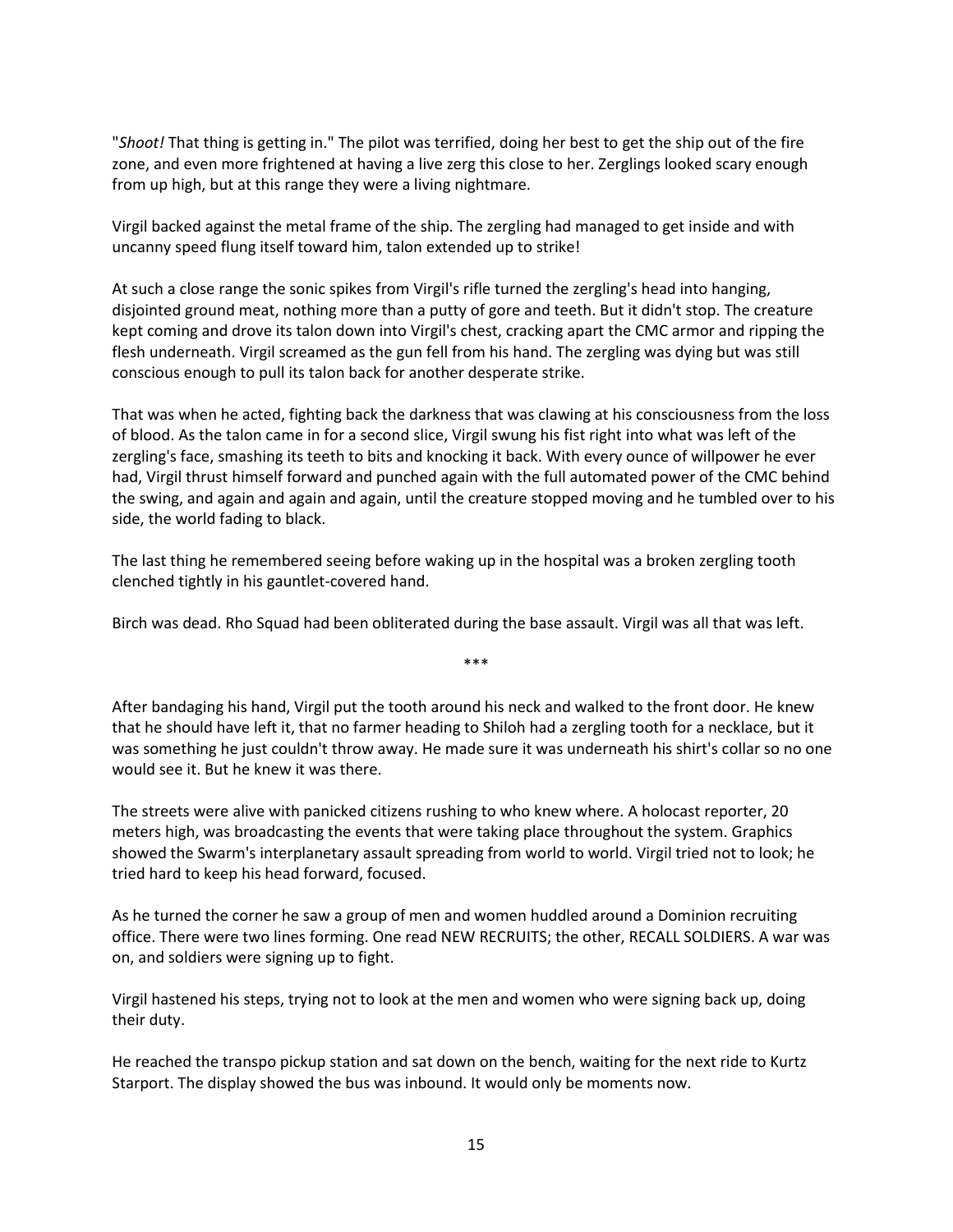"*Shoot!* That thing is getting in." The pilot was terrified, doing her best to get the ship out of the fire zone, and even more frightened at having a live zerg this close to her. Zerglings looked scary enough from up high, but at this range they were a living nightmare.

Virgil backed against the metal frame of the ship. The zergling had managed to get inside and with uncanny speed flung itself toward him, talon extended up to strike!

At such a close range the sonic spikes from Virgil's rifle turned the zergling's head into hanging, disjointed ground meat, nothing more than a putty of gore and teeth. But it didn't stop. The creature kept coming and drove its talon down into Virgil's chest, cracking apart the CMC armor and ripping the flesh underneath. Virgil screamed as the gun fell from his hand. The zergling was dying but was still conscious enough to pull its talon back for another desperate strike.

That was when he acted, fighting back the darkness that was clawing at his consciousness from the loss of blood. As the talon came in for a second slice, Virgil swung his fist right into what was left of the zergling's face, smashing its teeth to bits and knocking it back. With every ounce of willpower he ever had, Virgil thrust himself forward and punched again with the full automated power of the CMC behind the swing, and again and again and again, until the creature stopped moving and he tumbled over to his side, the world fading to black.

The last thing he remembered seeing before waking up in the hospital was a broken zergling tooth clenched tightly in his gauntlet-covered hand.

Birch was dead. Rho Squad had been obliterated during the base assault. Virgil was all that was left.

\*\*\*

After bandaging his hand, Virgil put the tooth around his neck and walked to the front door. He knew that he should have left it, that no farmer heading to Shiloh had a zergling tooth for a necklace, but it was something he just couldn't throw away. He made sure it was underneath his shirt's collar so no one would see it. But he knew it was there.

The streets were alive with panicked citizens rushing to who knew where. A holocast reporter, 20 meters high, was broadcasting the events that were taking place throughout the system. Graphics showed the Swarm's interplanetary assault spreading from world to world. Virgil tried not to look; he tried hard to keep his head forward, focused.

As he turned the corner he saw a group of men and women huddled around a Dominion recruiting office. There were two lines forming. One read NEW RECRUITS; the other, RECALL SOLDIERS. A war was on, and soldiers were signing up to fight.

Virgil hastened his steps, trying not to look at the men and women who were signing back up, doing their duty.

He reached the transpo pickup station and sat down on the bench, waiting for the next ride to Kurtz Starport. The display showed the bus was inbound. It would only be moments now.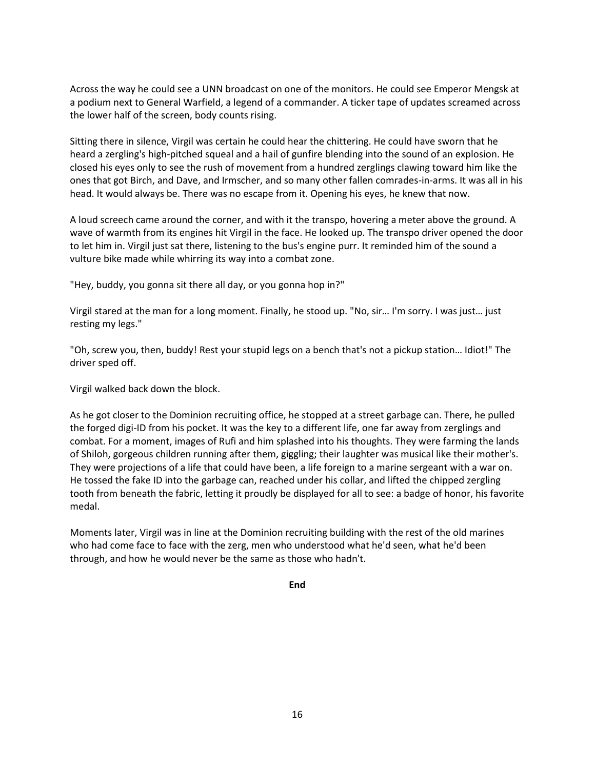Across the way he could see a UNN broadcast on one of the monitors. He could see Emperor Mengsk at a podium next to General Warfield, a legend of a commander. A ticker tape of updates screamed across the lower half of the screen, body counts rising.

Sitting there in silence, Virgil was certain he could hear the chittering. He could have sworn that he heard a zergling's high-pitched squeal and a hail of gunfire blending into the sound of an explosion. He closed his eyes only to see the rush of movement from a hundred zerglings clawing toward him like the ones that got Birch, and Dave, and Irmscher, and so many other fallen comrades-in-arms. It was all in his head. It would always be. There was no escape from it. Opening his eyes, he knew that now.

A loud screech came around the corner, and with it the transpo, hovering a meter above the ground. A wave of warmth from its engines hit Virgil in the face. He looked up. The transpo driver opened the door to let him in. Virgil just sat there, listening to the bus's engine purr. It reminded him of the sound a vulture bike made while whirring its way into a combat zone.

"Hey, buddy, you gonna sit there all day, or you gonna hop in?"

Virgil stared at the man for a long moment. Finally, he stood up. "No, sir… I'm sorry. I was just… just resting my legs."

"Oh, screw you, then, buddy! Rest your stupid legs on a bench that's not a pickup station… Idiot!" The driver sped off.

Virgil walked back down the block.

As he got closer to the Dominion recruiting office, he stopped at a street garbage can. There, he pulled the forged digi-ID from his pocket. It was the key to a different life, one far away from zerglings and combat. For a moment, images of Rufi and him splashed into his thoughts. They were farming the lands of Shiloh, gorgeous children running after them, giggling; their laughter was musical like their mother's. They were projections of a life that could have been, a life foreign to a marine sergeant with a war on. He tossed the fake ID into the garbage can, reached under his collar, and lifted the chipped zergling tooth from beneath the fabric, letting it proudly be displayed for all to see: a badge of honor, his favorite medal.

Moments later, Virgil was in line at the Dominion recruiting building with the rest of the old marines who had come face to face with the zerg, men who understood what he'd seen, what he'd been through, and how he would never be the same as those who hadn't.

**End**